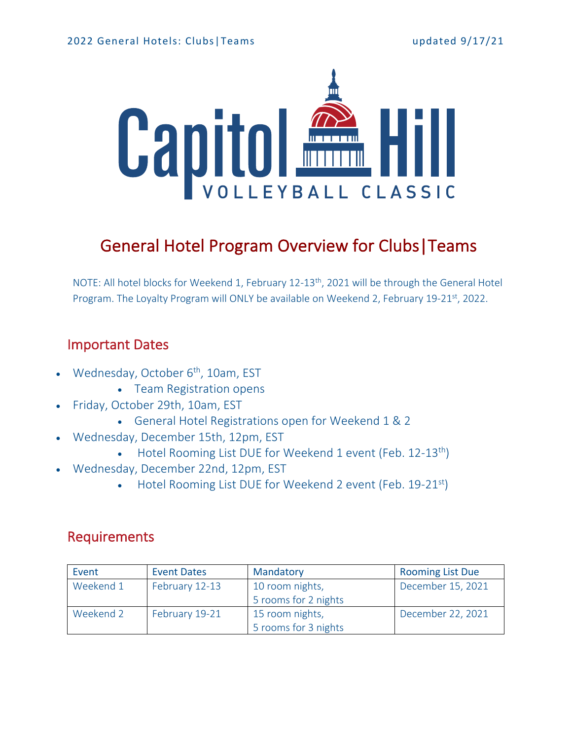Capitol Hill

VOLLEYBALL CLASSIC

# General Hotel Program Overview for Clubs|Teams

NOTE: All hotel blocks for Weekend 1, February 12-13th, 2021 will be through the General Hotel Program. The Loyalty Program will ONLY be available on Weekend 2, February 19-21st, 2022.

## Important Dates

- Wednesday, October 6th, 10am, EST
  - Team Registration opens
- Friday, October 29th, 10am, EST
  - General Hotel Registrations open for Weekend 1 & 2
- Wednesday, December 15th, 12pm, EST
  - Hotel Rooming List DUE for Weekend 1 event (Feb. 12-13th)
- Wednesday, December 22nd, 12pm, EST
  - Hotel Rooming List DUE for Weekend 2 event (Feb. 19-21st)

## Requirements

| Event | Event Dates | Mandatory | Rooming List Due |
|---|---|---|---|
| Weekend 1 | February 12-13 | 10 room nights, 5 rooms for 2 nights | December 15, 2021 |
| Weekend 2 | February 19-21 | 15 room nights, 5 rooms for 3 nights | December 22, 2021 |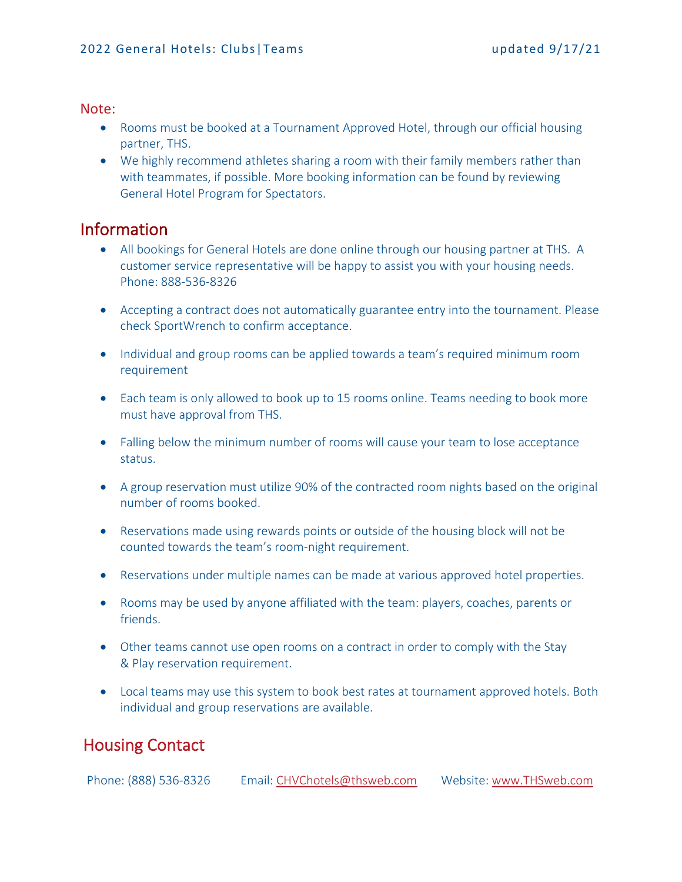Note:

- Rooms must be booked at a Tournament Approved Hotel, through our official housing partner, THS.
- We highly recommend athletes sharing a room with their family members rather than with teammates, if possible. More booking information can be found by reviewing General Hotel Program for Spectators.

## Information

- All bookings for General Hotels are done online through our housing partner at THS. A customer service representative will be happy to assist you with your housing needs. Phone: 888-536-8326
- Accepting a contract does not automatically guarantee entry into the tournament. Please check SportWrench to confirm acceptance.
- Individual and group rooms can be applied towards a team's required minimum room requirement
- Each team is only allowed to book up to 15 rooms online. Teams needing to book more must have approval from THS.
- Falling below the minimum number of rooms will cause your team to lose acceptance status.
- A group reservation must utilize 90% of the contracted room nights based on the original number of rooms booked.
- Reservations made using rewards points or outside of the housing block will not be counted towards the team's room-night requirement.
- Reservations under multiple names can be made at various approved hotel properties.
- Rooms may be used by anyone affiliated with the team: players, coaches, parents or friends.
- Other teams cannot use open rooms on a contract in order to comply with the Stay & Play reservation requirement.
- Local teams may use this system to book best rates at tournament approved hotels. Both individual and group reservations are available.

## Housing Contact

Phone: (888) 536-8326 Email: CHVChotels@thsweb.com Website: www.THSweb.com